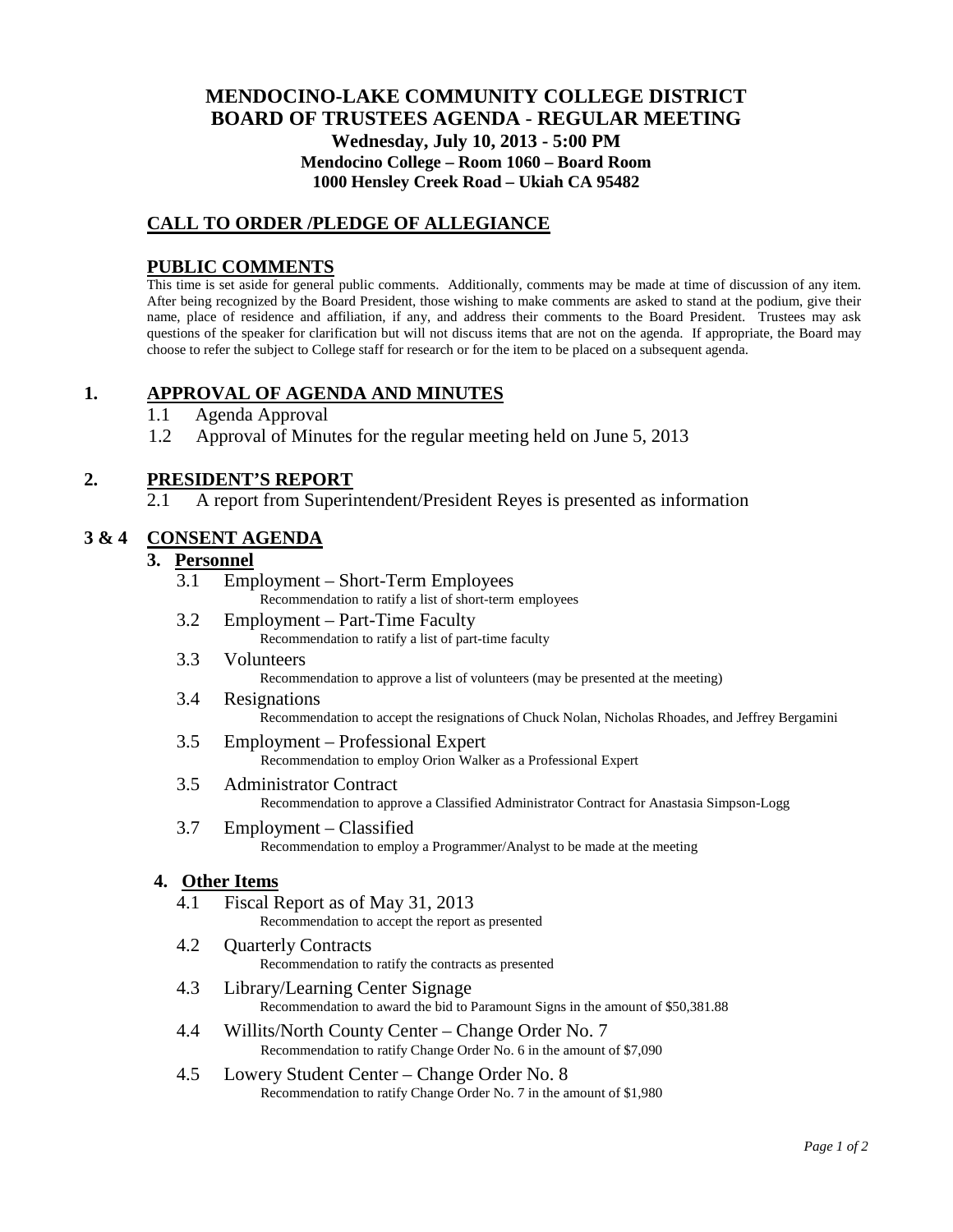# MENDOCINO-LAKE COMMUNITY COLLEGE DISTRICT
# BOARD OF TRUSTEES AGENDA - REGULAR MEETING

**Wednesday, July 10, 2013 - 5:00 PM**
**Mendocino College – Room 1060 – Board Room**
**1000 Hensley Creek Road – Ukiah CA 95482**

## CALL TO ORDER /PLEDGE OF ALLEGIANCE

## PUBLIC COMMENTS

This time is set aside for general public comments. Additionally, comments may be made at time of discussion of any item. After being recognized by the Board President, those wishing to make comments are asked to stand at the podium, give their name, place of residence and affiliation, if any, and address their comments to the Board President. Trustees may ask questions of the speaker for clarification but will not discuss items that are not on the agenda. If appropriate, the Board may choose to refer the subject to College staff for research or for the item to be placed on a subsequent agenda.

## 1. APPROVAL OF AGENDA AND MINUTES

1.1 Agenda Approval

1.2 Approval of Minutes for the regular meeting held on June 5, 2013

## 2. PRESIDENT'S REPORT

2.1 A report from Superintendent/President Reyes is presented as information

## 3 & 4 CONSENT AGENDA

### 3. Personnel

3.1 Employment – Short-Term Employees
Recommendation to ratify a list of short-term employees

3.2 Employment – Part-Time Faculty
Recommendation to ratify a list of part-time faculty

3.3 Volunteers
Recommendation to approve a list of volunteers (may be presented at the meeting)

3.4 Resignations
Recommendation to accept the resignations of Chuck Nolan, Nicholas Rhoades, and Jeffrey Bergamini

3.5 Employment – Professional Expert
Recommendation to employ Orion Walker as a Professional Expert

3.5 Administrator Contract
Recommendation to approve a Classified Administrator Contract for Anastasia Simpson-Logg

3.7 Employment – Classified
Recommendation to employ a Programmer/Analyst to be made at the meeting

### 4. Other Items

4.1 Fiscal Report as of May 31, 2013
Recommendation to accept the report as presented

4.2 Quarterly Contracts
Recommendation to ratify the contracts as presented

4.3 Library/Learning Center Signage
Recommendation to award the bid to Paramount Signs in the amount of $50,381.88

4.4 Willits/North County Center – Change Order No. 7
Recommendation to ratify Change Order No. 6 in the amount of $7,090

4.5 Lowery Student Center – Change Order No. 8
Recommendation to ratify Change Order No. 7 in the amount of $1,980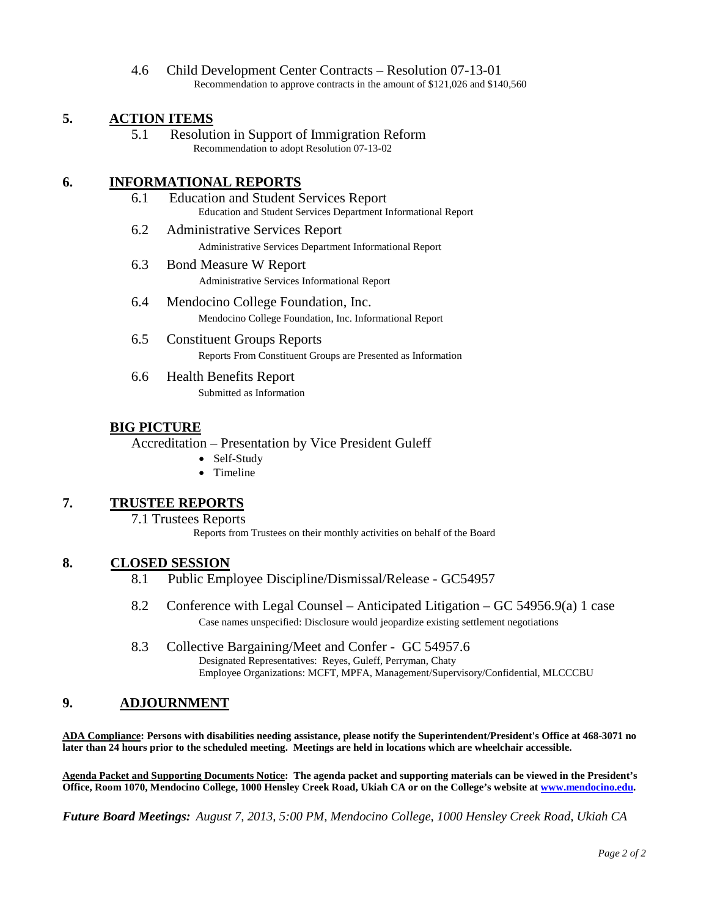4.6 Child Development Center Contracts – Resolution 07-13-01
Recommendation to approve contracts in the amount of $121,026 and $140,560

## 5. ACTION ITEMS

5.1 Resolution in Support of Immigration Reform
Recommendation to adopt Resolution 07-13-02

## 6. INFORMATIONAL REPORTS

6.1 Education and Student Services Report
Education and Student Services Department Informational Report

6.2 Administrative Services Report
Administrative Services Department Informational Report

6.3 Bond Measure W Report
Administrative Services Informational Report

6.4 Mendocino College Foundation, Inc.
Mendocino College Foundation, Inc. Informational Report

6.5 Constituent Groups Reports
Reports From Constituent Groups are Presented as Information

6.6 Health Benefits Report
Submitted as Information

## BIG PICTURE

Accreditation – Presentation by Vice President Guleff

- Self-Study
- Timeline

## 7. TRUSTEE REPORTS

7.1 Trustees Reports
Reports from Trustees on their monthly activities on behalf of the Board

## 8. CLOSED SESSION

8.1 Public Employee Discipline/Dismissal/Release - GC54957

8.2 Conference with Legal Counsel – Anticipated Litigation – GC 54956.9(a) 1 case
Case names unspecified: Disclosure would jeopardize existing settlement negotiations

8.3 Collective Bargaining/Meet and Confer - GC 54957.6
Designated Representatives: Reyes, Guleff, Perryman, Chaty
Employee Organizations: MCFT, MPFA, Management/Supervisory/Confidential, MLCCCBU

## 9. ADJOURNMENT

**ADA Compliance: Persons with disabilities needing assistance, please notify the Superintendent/President's Office at 468-3071 no later than 24 hours prior to the scheduled meeting. Meetings are held in locations which are wheelchair accessible.**

**Agenda Packet and Supporting Documents Notice: The agenda packet and supporting materials can be viewed in the President's Office, Room 1070, Mendocino College, 1000 Hensley Creek Road, Ukiah CA or on the College's website at www.mendocino.edu.**

***Future Board Meetings:*** *August 7, 2013, 5:00 PM, Mendocino College, 1000 Hensley Creek Road, Ukiah CA*